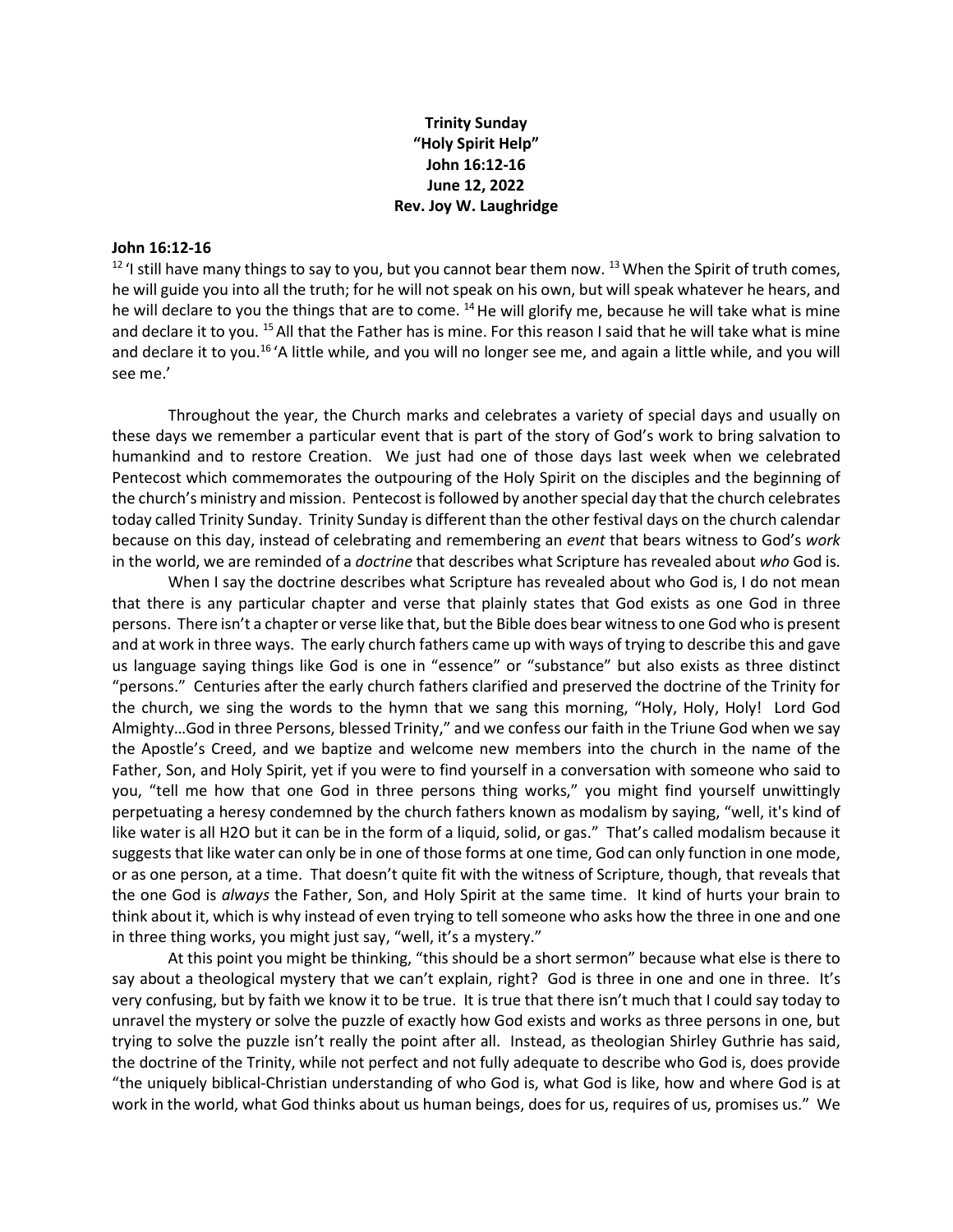**Trinity Sunday**
**"Holy Spirit Help"**
**John 16:12-16**
**June 12, 2022**
**Rev. Joy W. Laughridge**

**John 16:12-16**

[12] 'I still have many things to say to you, but you cannot bear them now. [13] When the Spirit of truth comes, he will guide you into all the truth; for he will not speak on his own, but will speak whatever he hears, and he will declare to you the things that are to come. [14] He will glorify me, because he will take what is mine and declare it to you. [15] All that the Father has is mine. For this reason I said that he will take what is mine and declare it to you.[16] 'A little while, and you will no longer see me, and again a little while, and you will see me.'

Throughout the year, the Church marks and celebrates a variety of special days and usually on these days we remember a particular event that is part of the story of God's work to bring salvation to humankind and to restore Creation. We just had one of those days last week when we celebrated Pentecost which commemorates the outpouring of the Holy Spirit on the disciples and the beginning of the church's ministry and mission. Pentecost is followed by another special day that the church celebrates today called Trinity Sunday. Trinity Sunday is different than the other festival days on the church calendar because on this day, instead of celebrating and remembering an *event* that bears witness to God's *work* in the world, we are reminded of a *doctrine* that describes what Scripture has revealed about *who* God is.

When I say the doctrine describes what Scripture has revealed about who God is, I do not mean that there is any particular chapter and verse that plainly states that God exists as one God in three persons. There isn't a chapter or verse like that, but the Bible does bear witness to one God who is present and at work in three ways. The early church fathers came up with ways of trying to describe this and gave us language saying things like God is one in "essence" or "substance" but also exists as three distinct "persons." Centuries after the early church fathers clarified and preserved the doctrine of the Trinity for the church, we sing the words to the hymn that we sang this morning, "Holy, Holy, Holy! Lord God Almighty…God in three Persons, blessed Trinity," and we confess our faith in the Triune God when we say the Apostle's Creed, and we baptize and welcome new members into the church in the name of the Father, Son, and Holy Spirit, yet if you were to find yourself in a conversation with someone who said to you, "tell me how that one God in three persons thing works," you might find yourself unwittingly perpetuating a heresy condemned by the church fathers known as modalism by saying, "well, it's kind of like water is all H2O but it can be in the form of a liquid, solid, or gas." That's called modalism because it suggests that like water can only be in one of those forms at one time, God can only function in one mode, or as one person, at a time. That doesn't quite fit with the witness of Scripture, though, that reveals that the one God is *always* the Father, Son, and Holy Spirit at the same time. It kind of hurts your brain to think about it, which is why instead of even trying to tell someone who asks how the three in one and one in three thing works, you might just say, "well, it's a mystery."

At this point you might be thinking, "this should be a short sermon" because what else is there to say about a theological mystery that we can't explain, right? God is three in one and one in three. It's very confusing, but by faith we know it to be true. It is true that there isn't much that I could say today to unravel the mystery or solve the puzzle of exactly how God exists and works as three persons in one, but trying to solve the puzzle isn't really the point after all. Instead, as theologian Shirley Guthrie has said, the doctrine of the Trinity, while not perfect and not fully adequate to describe who God is, does provide "the uniquely biblical-Christian understanding of who God is, what God is like, how and where God is at work in the world, what God thinks about us human beings, does for us, requires of us, promises us." We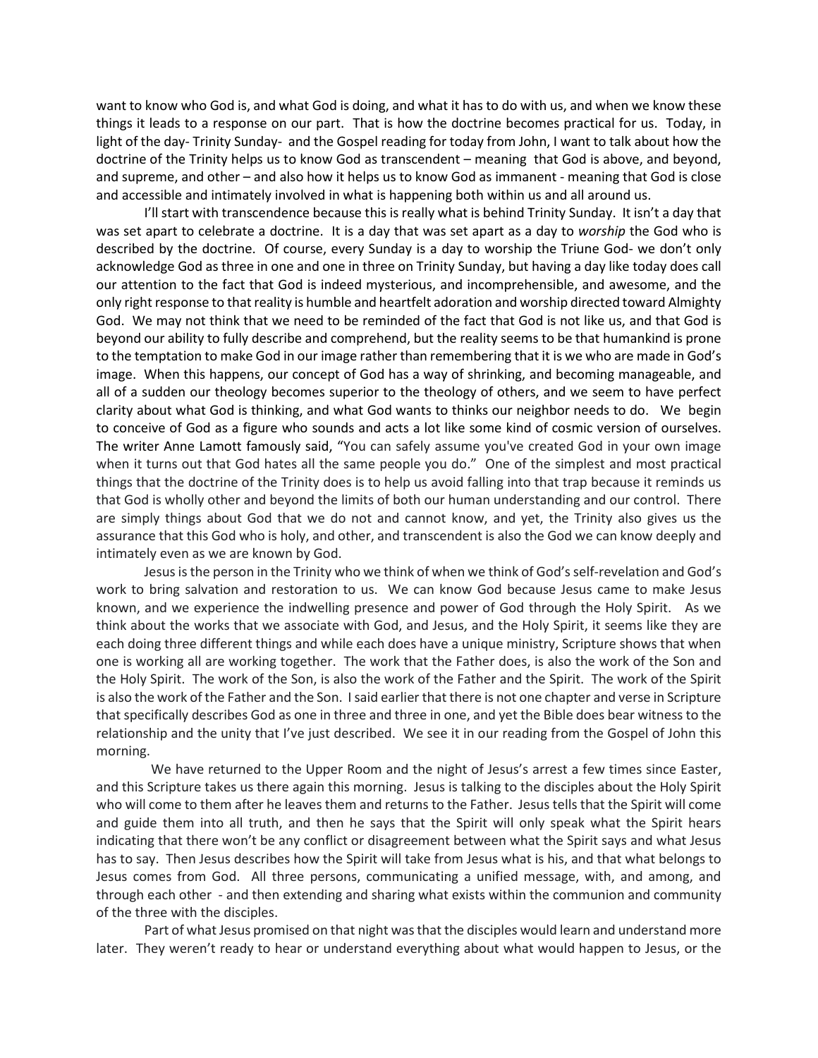want to know who God is, and what God is doing, and what it has to do with us, and when we know these things it leads to a response on our part. That is how the doctrine becomes practical for us. Today, in light of the day- Trinity Sunday- and the Gospel reading for today from John, I want to talk about how the doctrine of the Trinity helps us to know God as transcendent – meaning that God is above, and beyond, and supreme, and other – and also how it helps us to know God as immanent - meaning that God is close and accessible and intimately involved in what is happening both within us and all around us.

I'll start with transcendence because this is really what is behind Trinity Sunday. It isn't a day that was set apart to celebrate a doctrine. It is a day that was set apart as a day to *worship* the God who is described by the doctrine. Of course, every Sunday is a day to worship the Triune God- we don't only acknowledge God as three in one and one in three on Trinity Sunday, but having a day like today does call our attention to the fact that God is indeed mysterious, and incomprehensible, and awesome, and the only right response to that reality is humble and heartfelt adoration and worship directed toward Almighty God. We may not think that we need to be reminded of the fact that God is not like us, and that God is beyond our ability to fully describe and comprehend, but the reality seems to be that humankind is prone to the temptation to make God in our image rather than remembering that it is we who are made in God's image. When this happens, our concept of God has a way of shrinking, and becoming manageable, and all of a sudden our theology becomes superior to the theology of others, and we seem to have perfect clarity about what God is thinking, and what God wants to thinks our neighbor needs to do. We begin to conceive of God as a figure who sounds and acts a lot like some kind of cosmic version of ourselves. The writer Anne Lamott famously said, "You can safely assume you've created God in your own image when it turns out that God hates all the same people you do." One of the simplest and most practical things that the doctrine of the Trinity does is to help us avoid falling into that trap because it reminds us that God is wholly other and beyond the limits of both our human understanding and our control. There are simply things about God that we do not and cannot know, and yet, the Trinity also gives us the assurance that this God who is holy, and other, and transcendent is also the God we can know deeply and intimately even as we are known by God.

Jesus is the person in the Trinity who we think of when we think of God's self-revelation and God's work to bring salvation and restoration to us. We can know God because Jesus came to make Jesus known, and we experience the indwelling presence and power of God through the Holy Spirit. As we think about the works that we associate with God, and Jesus, and the Holy Spirit, it seems like they are each doing three different things and while each does have a unique ministry, Scripture shows that when one is working all are working together. The work that the Father does, is also the work of the Son and the Holy Spirit. The work of the Son, is also the work of the Father and the Spirit. The work of the Spirit is also the work of the Father and the Son. I said earlier that there is not one chapter and verse in Scripture that specifically describes God as one in three and three in one, and yet the Bible does bear witness to the relationship and the unity that I've just described. We see it in our reading from the Gospel of John this morning.

We have returned to the Upper Room and the night of Jesus's arrest a few times since Easter, and this Scripture takes us there again this morning. Jesus is talking to the disciples about the Holy Spirit who will come to them after he leaves them and returns to the Father. Jesus tells that the Spirit will come and guide them into all truth, and then he says that the Spirit will only speak what the Spirit hears indicating that there won't be any conflict or disagreement between what the Spirit says and what Jesus has to say. Then Jesus describes how the Spirit will take from Jesus what is his, and that what belongs to Jesus comes from God. All three persons, communicating a unified message, with, and among, and through each other - and then extending and sharing what exists within the communion and community of the three with the disciples.

Part of what Jesus promised on that night was that the disciples would learn and understand more later. They weren't ready to hear or understand everything about what would happen to Jesus, or the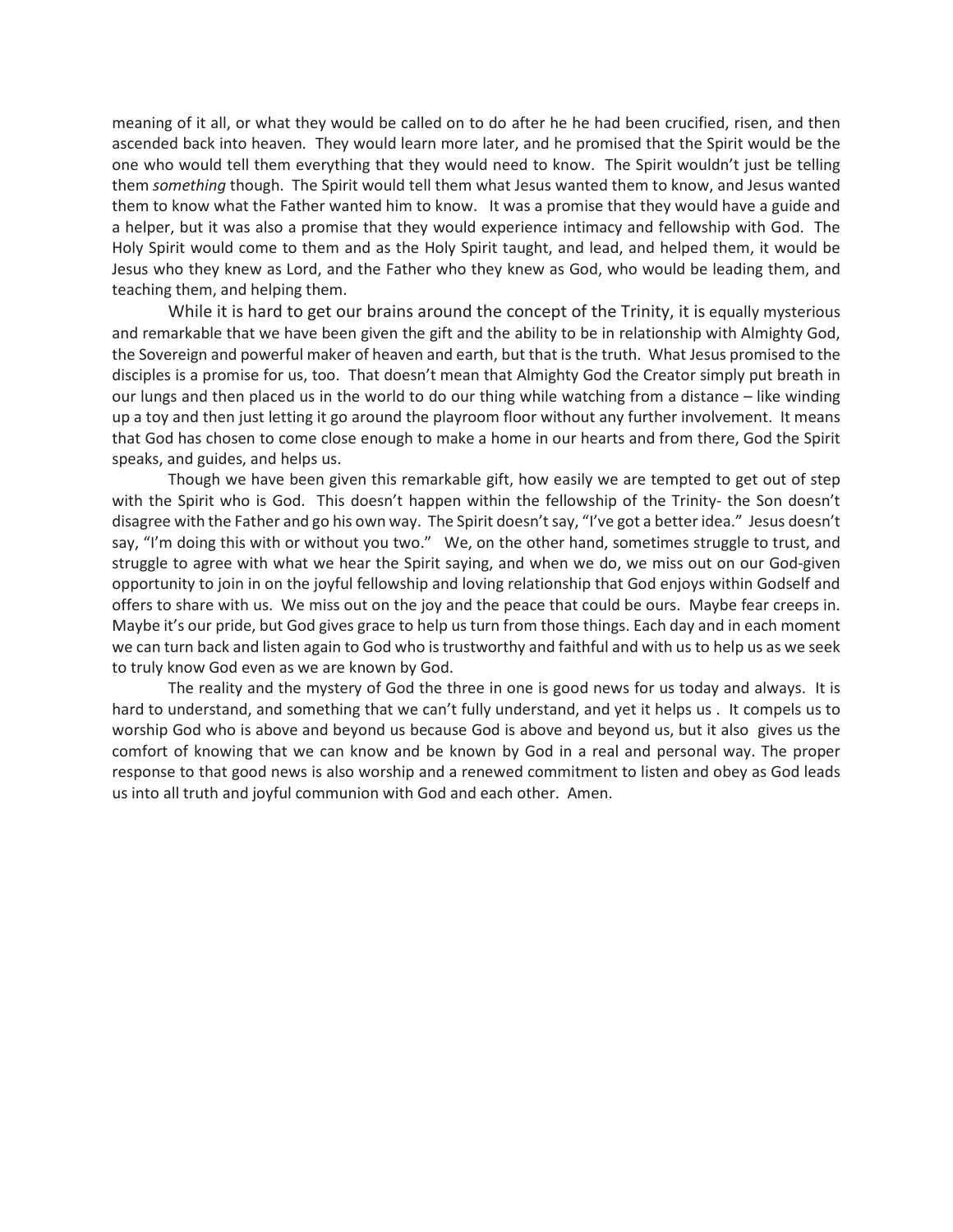meaning of it all, or what they would be called on to do after he he had been crucified, risen, and then ascended back into heaven. They would learn more later, and he promised that the Spirit would be the one who would tell them everything that they would need to know. The Spirit wouldn't just be telling them *something* though. The Spirit would tell them what Jesus wanted them to know, and Jesus wanted them to know what the Father wanted him to know. It was a promise that they would have a guide and a helper, but it was also a promise that they would experience intimacy and fellowship with God. The Holy Spirit would come to them and as the Holy Spirit taught, and lead, and helped them, it would be Jesus who they knew as Lord, and the Father who they knew as God, who would be leading them, and teaching them, and helping them.

While it is hard to get our brains around the concept of the Trinity, it is equally mysterious and remarkable that we have been given the gift and the ability to be in relationship with Almighty God, the Sovereign and powerful maker of heaven and earth, but that is the truth. What Jesus promised to the disciples is a promise for us, too. That doesn't mean that Almighty God the Creator simply put breath in our lungs and then placed us in the world to do our thing while watching from a distance – like winding up a toy and then just letting it go around the playroom floor without any further involvement. It means that God has chosen to come close enough to make a home in our hearts and from there, God the Spirit speaks, and guides, and helps us.

Though we have been given this remarkable gift, how easily we are tempted to get out of step with the Spirit who is God. This doesn't happen within the fellowship of the Trinity- the Son doesn't disagree with the Father and go his own way. The Spirit doesn't say, "I've got a better idea." Jesus doesn't say, "I'm doing this with or without you two." We, on the other hand, sometimes struggle to trust, and struggle to agree with what we hear the Spirit saying, and when we do, we miss out on our God-given opportunity to join in on the joyful fellowship and loving relationship that God enjoys within Godself and offers to share with us. We miss out on the joy and the peace that could be ours. Maybe fear creeps in. Maybe it's our pride, but God gives grace to help us turn from those things. Each day and in each moment we can turn back and listen again to God who is trustworthy and faithful and with us to help us as we seek to truly know God even as we are known by God.

The reality and the mystery of God the three in one is good news for us today and always. It is hard to understand, and something that we can't fully understand, and yet it helps us . It compels us to worship God who is above and beyond us because God is above and beyond us, but it also gives us the comfort of knowing that we can know and be known by God in a real and personal way. The proper response to that good news is also worship and a renewed commitment to listen and obey as God leads us into all truth and joyful communion with God and each other. Amen.